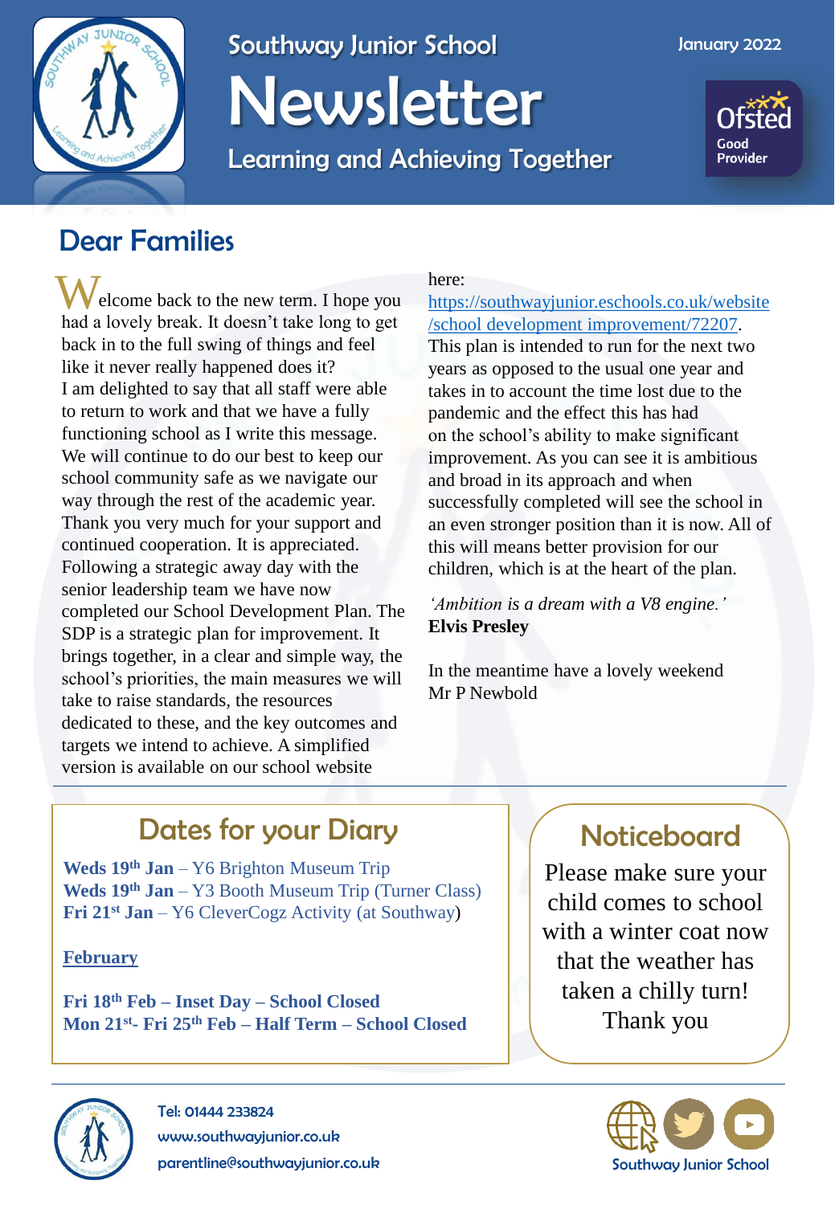# Southway Junior School

# Newsletter

Learning and Achieving Together

January 2022

Ofsted Good Provider

## Dear Families

Welcome back to the new term. I hope you had a lovely break. It doesn't take long to get back in to the full swing of things and feel like it never really happened does it?
I am delighted to say that all staff were able to return to work and that we have a fully functioning school as I write this message. We will continue to do our best to keep our school community safe as we navigate our way through the rest of the academic year. Thank you very much for your support and continued cooperation. It is appreciated.
Following a strategic away day with the senior leadership team we have now completed our School Development Plan. The SDP is a strategic plan for improvement. It brings together, in a clear and simple way, the school's priorities, the main measures we will take to raise standards, the resources dedicated to these, and the key outcomes and targets we intend to achieve. A simplified version is available on our school website here: https://southwayjunior.eschools.co.uk/website/school_development_improvement/72207. This plan is intended to run for the next two years as opposed to the usual one year and takes in to account the time lost due to the pandemic and the effect this has had on the school's ability to make significant improvement. As you can see it is ambitious and broad in its approach and when successfully completed will see the school in an even stronger position than it is now. All of this will means better provision for our children, which is at the heart of the plan.

*'Ambition is a dream with a V8 engine.'*
**Elvis Presley**

In the meantime have a lovely weekend
Mr P Newbold

## Dates for your Diary

**Weds 19th Jan** – Y6 Brighton Museum Trip
**Weds 19th Jan** – Y3 Booth Museum Trip (Turner Class)
**Fri 21st Jan** – Y6 CleverCogz Activity (at Southway)

**February**

**Fri 18th Feb – Inset Day – School Closed**
**Mon 21st- Fri 25th Feb – Half Term – School Closed**

## Noticeboard

Please make sure your child comes to school with a winter coat now that the weather has taken a chilly turn!
Thank you

Tel: 01444 233824
www.southwayjunior.co.uk
parentline@southwayjunior.co.uk

Southway Junior School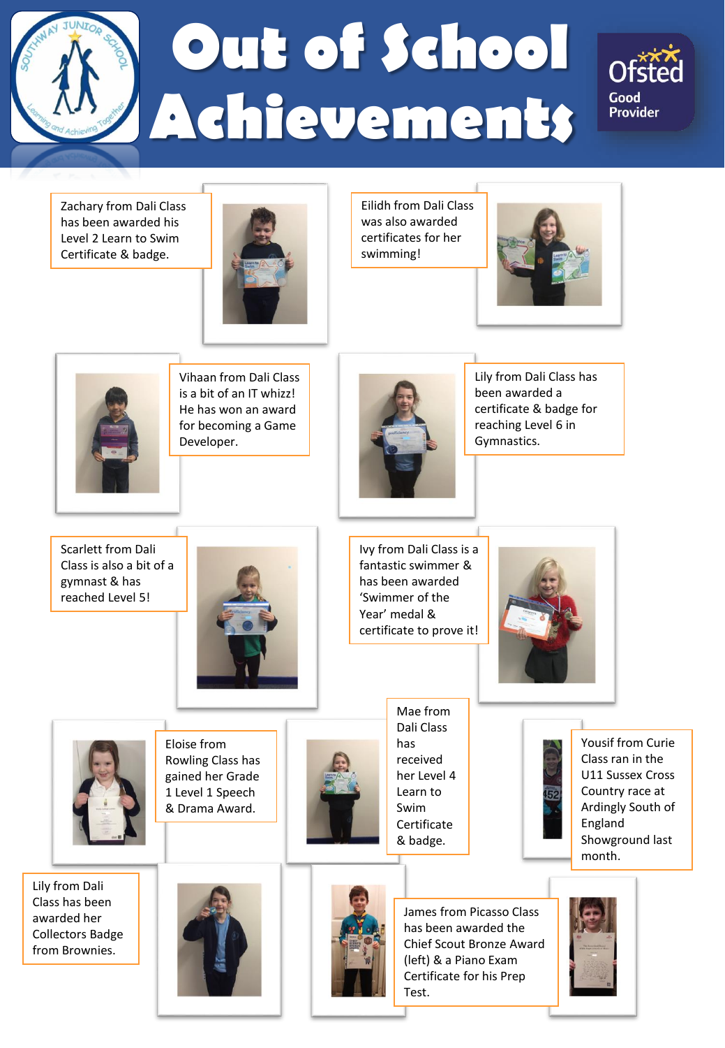# Out of School Achievements

Ofsted Good Provider

Zachary from Dali Class has been awarded his Level 2 Learn to Swim Certificate & badge.

Eilidh from Dali Class was also awarded certificates for her swimming!

Vihaan from Dali Class is a bit of an IT whizz! He has won an award for becoming a Game Developer.

Lily from Dali Class has been awarded a certificate & badge for reaching Level 6 in Gymnastics.

Scarlett from Dali Class is also a bit of a gymnast & has reached Level 5!

Ivy from Dali Class is a fantastic swimmer & has been awarded 'Swimmer of the Year' medal & certificate to prove it!

Eloise from Rowling Class has gained her Grade 1 Level 1 Speech & Drama Award.

Mae from Dali Class has received her Level 4 Learn to Swim Certificate & badge.

Yousif from Curie Class ran in the U11 Sussex Cross Country race at Ardingly South of England Showground last month.

Lily from Dali Class has been awarded her Collectors Badge from Brownies.

James from Picasso Class has been awarded the Chief Scout Bronze Award (left) & a Piano Exam Certificate for his Prep Test.